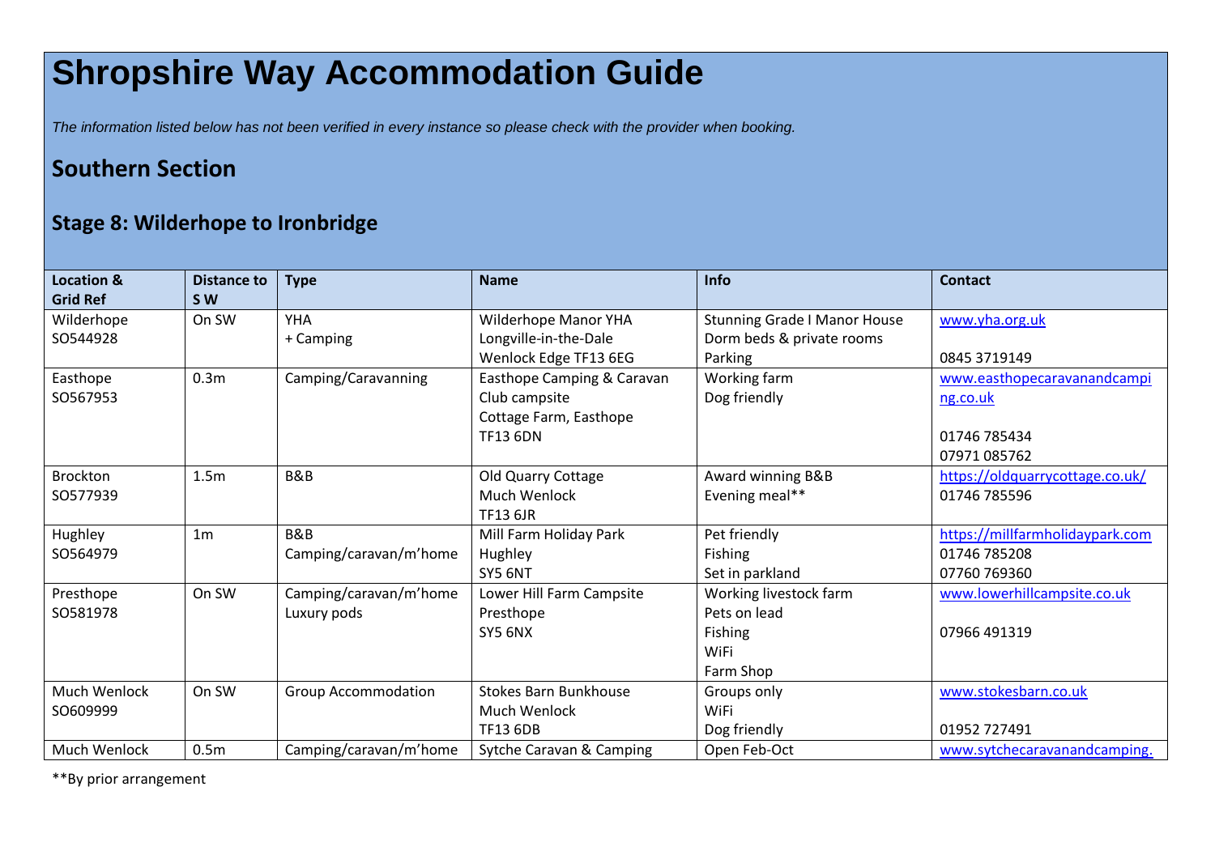# Shropshire Way Accommodation Guide

*The information listed below has not been verified in every instance so please check with the provider when booking.*

## Southern Section

### Stage 8: Wilderhope to Ironbridge

| Location & Grid Ref | Distance to S W | Type | Name | Info | Contact |
|---|---|---|---|---|---|
| Wilderhope SO544928 | On SW | YHA + Camping | Wilderhope Manor YHA Longville-in-the-Dale Wenlock Edge TF13 6EG | Stunning Grade I Manor House Dorm beds & private rooms Parking | www.yha.org.uk 0845 3719149 |
| Easthope SO567953 | 0.3m | Camping/Caravanning | Easthope Camping & Caravan Club campsite Cottage Farm, Easthope TF13 6DN | Working farm Dog friendly | www.easthopecaravanandcamping.co.uk 01746 785434 07971 085762 |
| Brockton SO577939 | 1.5m | B&B | Old Quarry Cottage Much Wenlock TF13 6JR | Award winning B&B Evening meal** | https://oldquarrycottage.co.uk/ 01746 785596 |
| Hughley SO564979 | 1m | B&B Camping/caravan/m'home | Mill Farm Holiday Park Hughley SY5 6NT | Pet friendly Fishing Set in parkland | https://millfarmholidaypark.com 01746 785208 07760 769360 |
| Presthope SO581978 | On SW | Camping/caravan/m'home Luxury pods | Lower Hill Farm Campsite Presthope SY5 6NX | Working livestock farm Pets on lead Fishing WiFi Farm Shop | www.lowerhillcampsite.co.uk 07966 491319 |
| Much Wenlock SO609999 | On SW | Group Accommodation | Stokes Barn Bunkhouse Much Wenlock TF13 6DB | Groups only WiFi Dog friendly | www.stokesbarn.co.uk 01952 727491 |
| Much Wenlock | 0.5m | Camping/caravan/m'home | Sytche Caravan & Camping | Open Feb-Oct | www.sytchecaravanandcamping. |

**By prior arrangement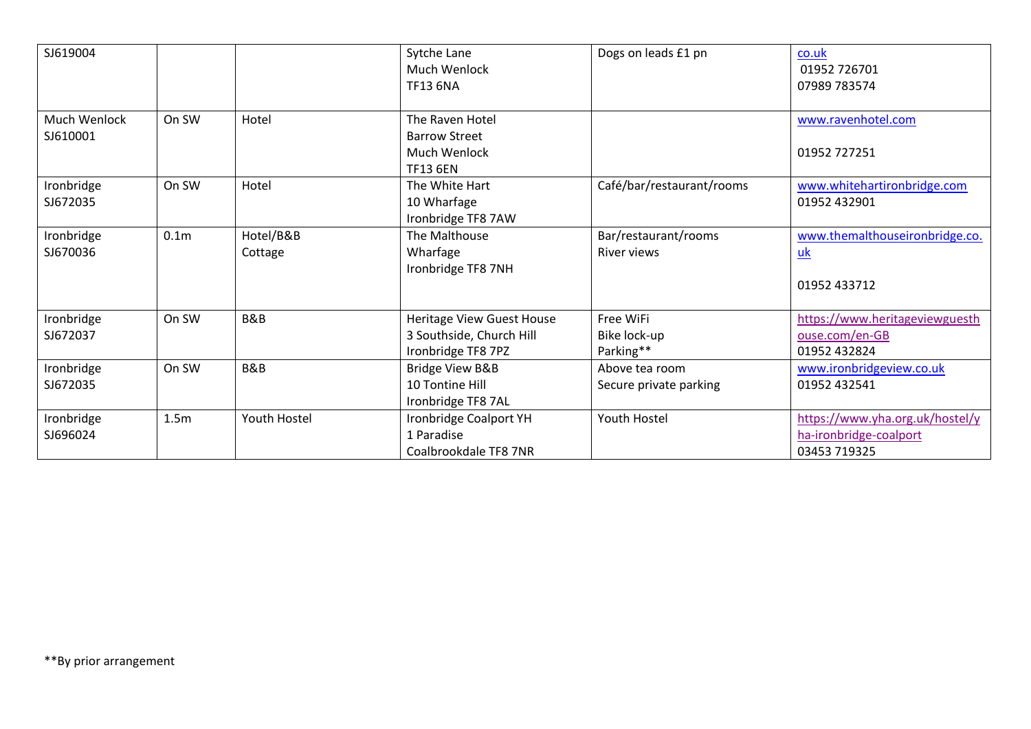| | | | | | |
|---|---|---|---|---|---|
| SJ619004 | | | Sytche Lane<br>Much Wenlock<br>TF13 6NA | Dogs on leads £1 pn | co.uk<br>01952 726701<br>07989 783574 |
| Much Wenlock<br>SJ610001 | On SW | Hotel | The Raven Hotel<br>Barrow Street<br>Much Wenlock<br>TF13 6EN | | www.ravenhotel.com<br><br>01952 727251 |
| Ironbridge<br>SJ672035 | On SW | Hotel | The White Hart<br>10 Wharfage<br>Ironbridge TF8 7AW | Café/bar/restaurant/rooms | www.whitehartironbridge.com<br>01952 432901 |
| Ironbridge<br>SJ670036 | 0.1m | Hotel/B&B<br>Cottage | The Malthouse<br>Wharfage<br>Ironbridge TF8 7NH | Bar/restaurant/rooms<br>River views | www.themalthouseironbridge.co.uk<br><br>01952 433712 |
| Ironbridge<br>SJ672037 | On SW | B&B | Heritage View Guest House<br>3 Southside, Church Hill<br>Ironbridge TF8 7PZ | Free WiFi<br>Bike lock-up<br>Parking** | https://www.heritageviewguesthouse.com/en-GB<br>01952 432824 |
| Ironbridge<br>SJ672035 | On SW | B&B | Bridge View B&B<br>10 Tontine Hill<br>Ironbridge TF8 7AL | Above tea room<br>Secure private parking | www.ironbridgeview.co.uk<br>01952 432541 |
| Ironbridge<br>SJ696024 | 1.5m | Youth Hostel | Ironbridge Coalport YH<br>1 Paradise<br>Coalbrookdale TF8 7NR | Youth Hostel | https://www.yha.org.uk/hostel/yha-ironbridge-coalport<br>03453 719325 |

**By prior arrangement